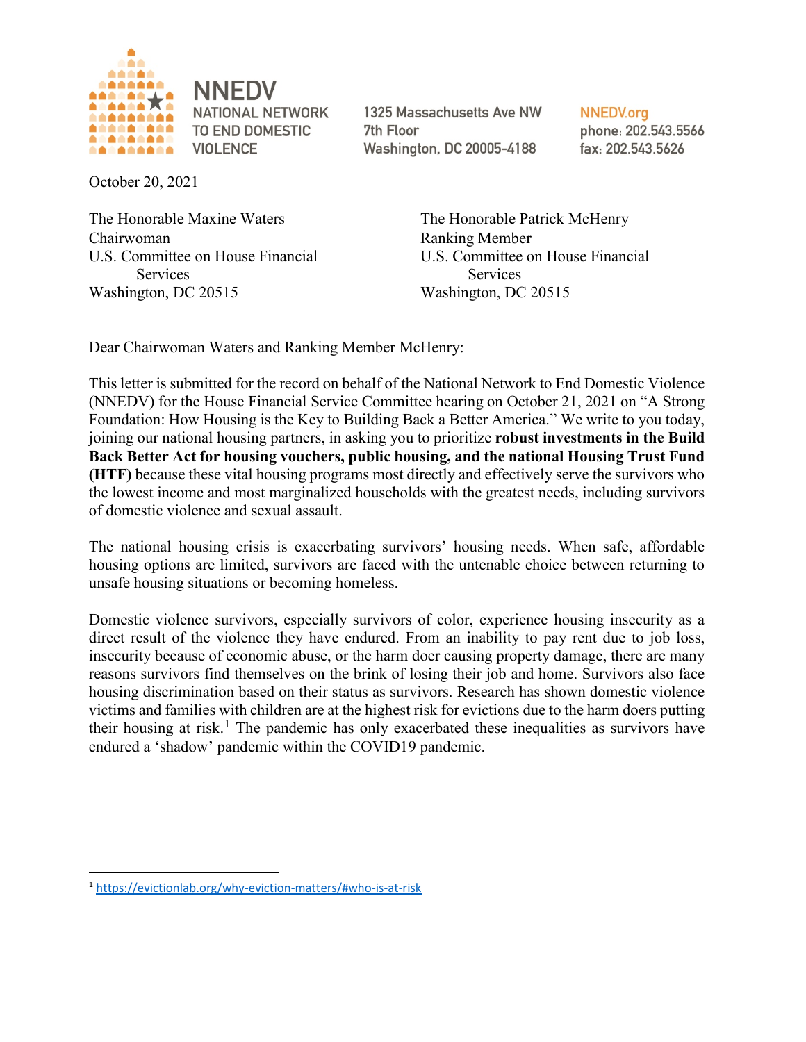**NNEDV**
**NATIONAL NETWORK TO END DOMESTIC VIOLENCE**

1325 Massachusetts Ave NW
7th Floor
Washington, DC 20005-4188

NNEDV.org
phone: 202.543.5566
fax: 202.543.5626

October 20, 2021

The Honorable Maxine Waters
Chairwoman
U.S. Committee on House Financial Services
Washington, DC 20515

The Honorable Patrick McHenry
Ranking Member
U.S. Committee on House Financial Services
Washington, DC 20515

Dear Chairwoman Waters and Ranking Member McHenry:

This letter is submitted for the record on behalf of the National Network to End Domestic Violence (NNEDV) for the House Financial Service Committee hearing on October 21, 2021 on "A Strong Foundation: How Housing is the Key to Building Back a Better America." We write to you today, joining our national housing partners, in asking you to prioritize **robust investments in the Build Back Better Act for housing vouchers, public housing, and the national Housing Trust Fund (HTF)** because these vital housing programs most directly and effectively serve the survivors who the lowest income and most marginalized households with the greatest needs, including survivors of domestic violence and sexual assault.

The national housing crisis is exacerbating survivors' housing needs. When safe, affordable housing options are limited, survivors are faced with the untenable choice between returning to unsafe housing situations or becoming homeless.

Domestic violence survivors, especially survivors of color, experience housing insecurity as a direct result of the violence they have endured. From an inability to pay rent due to job loss, insecurity because of economic abuse, or the harm doer causing property damage, there are many reasons survivors find themselves on the brink of losing their job and home. Survivors also face housing discrimination based on their status as survivors. Research has shown domestic violence victims and families with children are at the highest risk for evictions due to the harm doers putting their housing at risk.[1] The pandemic has only exacerbated these inequalities as survivors have endured a 'shadow' pandemic within the COVID19 pandemic.

---

[1] https://evictionlab.org/why-eviction-matters/#who-is-at-risk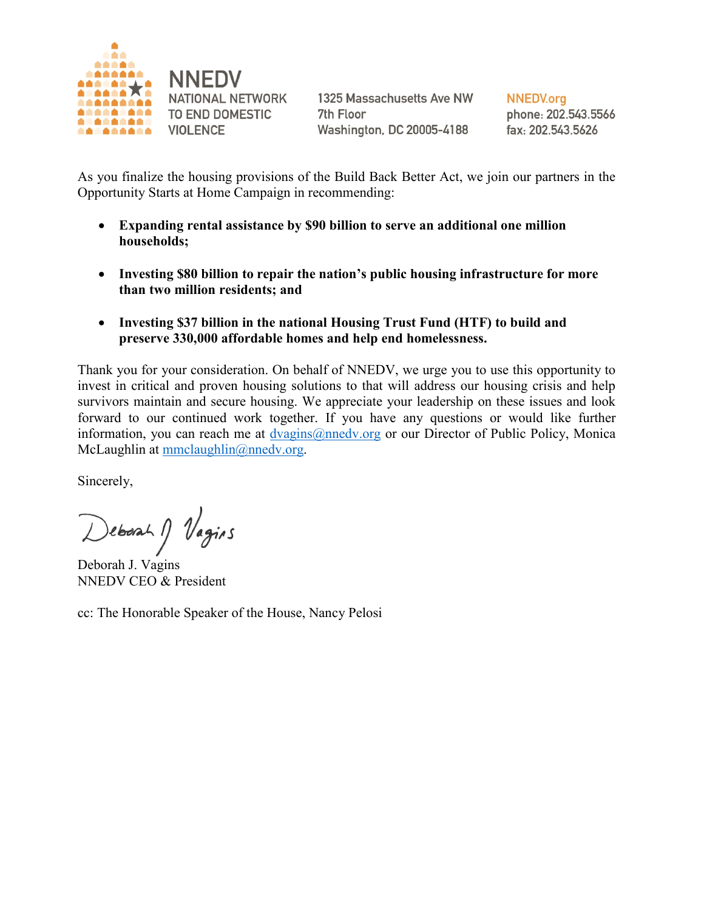**NNEDV**
NATIONAL NETWORK
TO END DOMESTIC
VIOLENCE

1325 Massachusetts Ave NW
7th Floor
Washington, DC 20005-4188

NNEDV.org
phone: 202.543.5566
fax: 202.543.5626

As you finalize the housing provisions of the Build Back Better Act, we join our partners in the Opportunity Starts at Home Campaign in recommending:

- **Expanding rental assistance by $90 billion to serve an additional one million households;**
- **Investing $80 billion to repair the nation's public housing infrastructure for more than two million residents; and**
- **Investing $37 billion in the national Housing Trust Fund (HTF) to build and preserve 330,000 affordable homes and help end homelessness.**

Thank you for your consideration. On behalf of NNEDV, we urge you to use this opportunity to invest in critical and proven housing solutions to that will address our housing crisis and help survivors maintain and secure housing. We appreciate your leadership on these issues and look forward to our continued work together. If you have any questions or would like further information, you can reach me at dvagins@nnedv.org or our Director of Public Policy, Monica McLaughlin at mmclaughlin@nnedv.org.

Sincerely,

Deborah J. Vagins
NNEDV CEO & President

cc: The Honorable Speaker of the House, Nancy Pelosi